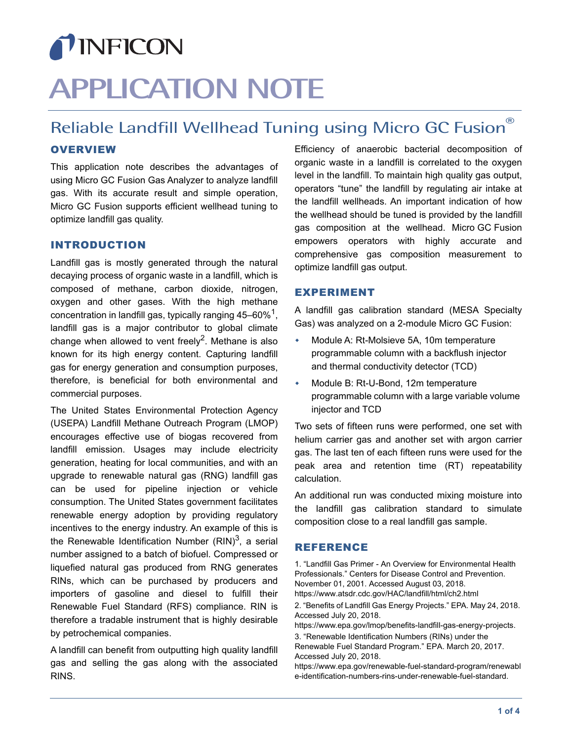# APPLICATION NOTE

## Reliable Landfill Wellhead Tuning using Micro GC Fusion®

### OVERVIEW

This application note describes the advantages of using Micro GC Fusion Gas Analyzer to analyze landfill gas. With its accurate result and simple operation, Micro GC Fusion supports efficient wellhead tuning to optimize landfill gas quality.

### INTRODUCTION

Landfill gas is mostly generated through the natural decaying process of organic waste in a landfill, which is composed of methane, carbon dioxide, nitrogen, oxygen and other gases. With the high methane concentration in landfill gas, typically ranging 45–60%[1], landfill gas is a major contributor to global climate change when allowed to vent freely[2]. Methane is also known for its high energy content. Capturing landfill gas for energy generation and consumption purposes, therefore, is beneficial for both environmental and commercial purposes.

The United States Environmental Protection Agency (USEPA) Landfill Methane Outreach Program (LMOP) encourages effective use of biogas recovered from landfill emission. Usages may include electricity generation, heating for local communities, and with an upgrade to renewable natural gas (RNG) landfill gas can be used for pipeline injection or vehicle consumption. The United States government facilitates renewable energy adoption by providing regulatory incentives to the energy industry. An example of this is the Renewable Identification Number (RIN)[3], a serial number assigned to a batch of biofuel. Compressed or liquefied natural gas produced from RNG generates RINs, which can be purchased by producers and importers of gasoline and diesel to fulfill their Renewable Fuel Standard (RFS) compliance. RIN is therefore a tradable instrument that is highly desirable by petrochemical companies.

A landfill can benefit from outputting high quality landfill gas and selling the gas along with the associated RINS.

Efficiency of anaerobic bacterial decomposition of organic waste in a landfill is correlated to the oxygen level in the landfill. To maintain high quality gas output, operators "tune" the landfill by regulating air intake at the landfill wellheads. An important indication of how the wellhead should be tuned is provided by the landfill gas composition at the wellhead. Micro GC Fusion empowers operators with highly accurate and comprehensive gas composition measurement to optimize landfill gas output.

### EXPERIMENT

A landfill gas calibration standard (MESA Specialty Gas) was analyzed on a 2-module Micro GC Fusion:

- Module A: Rt-Molsieve 5A, 10m temperature programmable column with a backflush injector and thermal conductivity detector (TCD)
- Module B: Rt-U-Bond, 12m temperature programmable column with a large variable volume injector and TCD

Two sets of fifteen runs were performed, one set with helium carrier gas and another set with argon carrier gas. The last ten of each fifteen runs were used for the peak area and retention time (RT) repeatability calculation.

An additional run was conducted mixing moisture into the landfill gas calibration standard to simulate composition close to a real landfill gas sample.

### REFERENCE

1. "Landfill Gas Primer - An Overview for Environmental Health Professionals." Centers for Disease Control and Prevention. November 01, 2001. Accessed August 03, 2018. https://www.atsdr.cdc.gov/HAC/landfill/html/ch2.html
2. "Benefits of Landfill Gas Energy Projects." EPA. May 24, 2018. Accessed July 20, 2018. https://www.epa.gov/lmop/benefits-landfill-gas-energy-projects.
3. "Renewable Identification Numbers (RINs) under the Renewable Fuel Standard Program." EPA. March 20, 2017. Accessed July 20, 2018. https://www.epa.gov/renewable-fuel-standard-program/renewable-identification-numbers-rins-under-renewable-fuel-standard.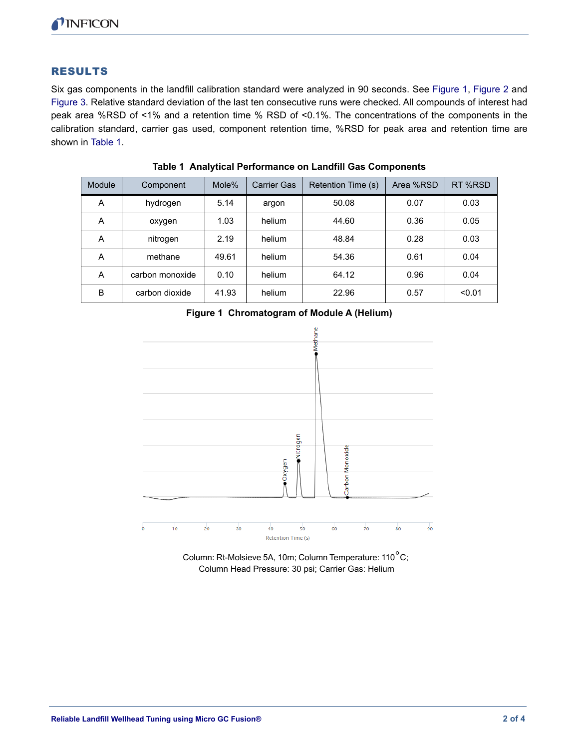## RESULTS

Six gas components in the landfill calibration standard were analyzed in 90 seconds. See Figure 1, Figure 2 and Figure 3. Relative standard deviation of the last ten consecutive runs were checked. All compounds of interest had peak area %RSD of <1% and a retention time % RSD of <0.1%. The concentrations of the components in the calibration standard, carrier gas used, component retention time, %RSD for peak area and retention time are shown in Table 1.

**Table 1 Analytical Performance on Landfill Gas Components**

| Module | Component | Mole% | Carrier Gas | Retention Time (s) | Area %RSD | RT %RSD |
|---|---|---|---|---|---|---|
| A | hydrogen | 5.14 | argon | 50.08 | 0.07 | 0.03 |
| A | oxygen | 1.03 | helium | 44.60 | 0.36 | 0.05 |
| A | nitrogen | 2.19 | helium | 48.84 | 0.28 | 0.03 |
| A | methane | 49.61 | helium | 54.36 | 0.61 | 0.04 |
| A | carbon monoxide | 0.10 | helium | 64.12 | 0.96 | 0.04 |
| B | carbon dioxide | 41.93 | helium | 22.96 | 0.57 | <0.01 |

**Figure 1 Chromatogram of Module A (Helium)**

Column: Rt-Molsieve 5A, 10m; Column Temperature: 110°C;
Column Head Pressure: 30 psi; Carrier Gas: Helium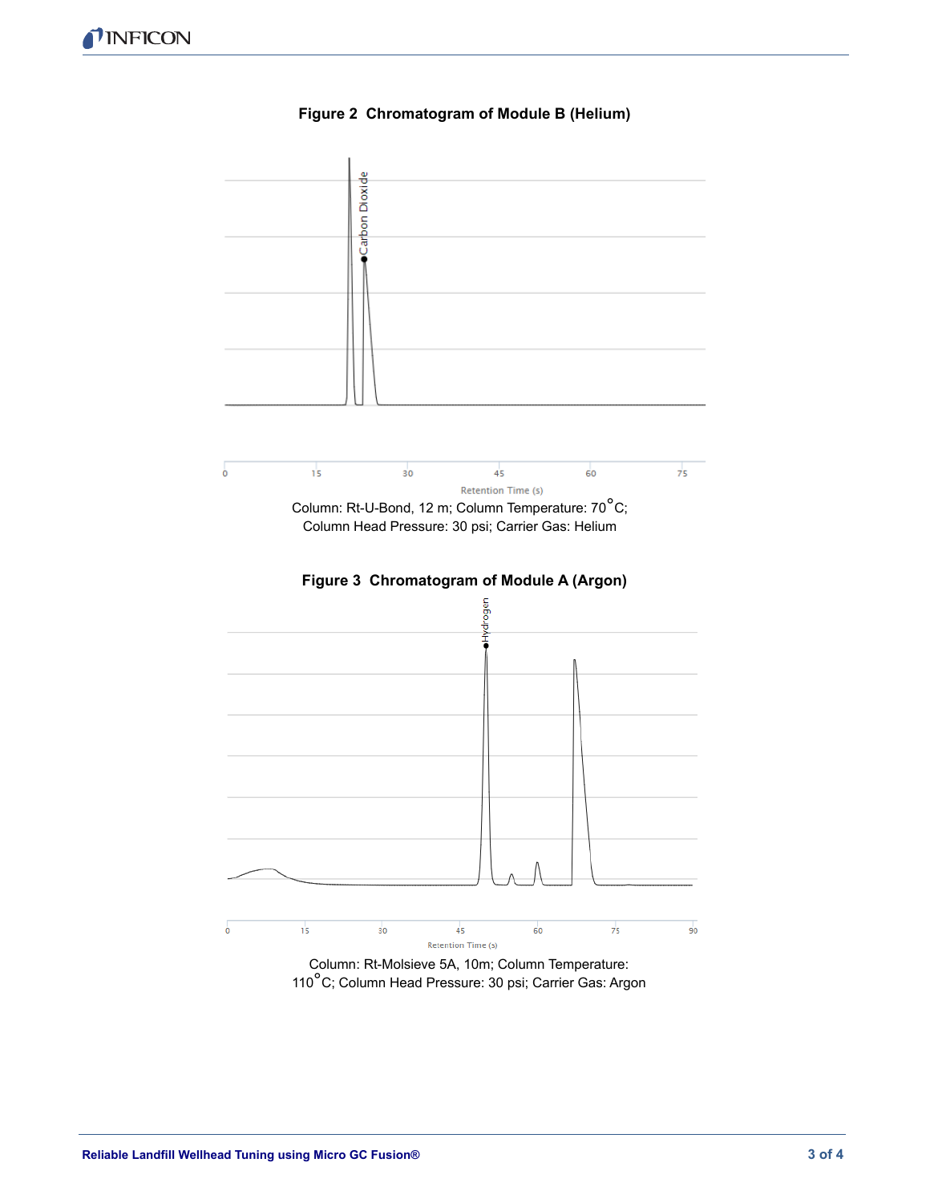**Figure 2 Chromatogram of Module B (Helium)**

Column: Rt-U-Bond, 12 m; Column Temperature: 70°C; Column Head Pressure: 30 psi; Carrier Gas: Helium

**Figure 3 Chromatogram of Module A (Argon)**

Column: Rt-Molsieve 5A, 10m; Column Temperature: 110°C; Column Head Pressure: 30 psi; Carrier Gas: Argon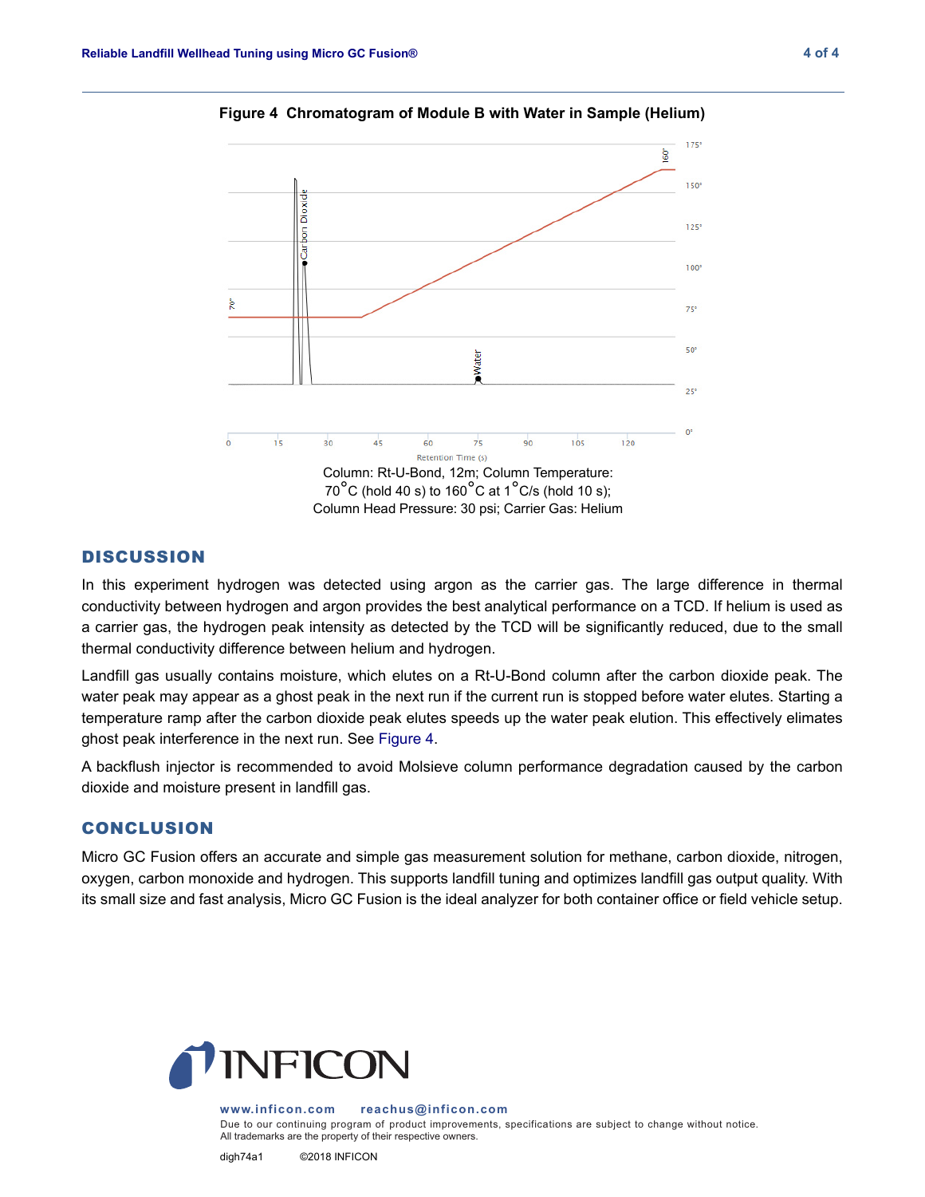**Figure 4 Chromatogram of Module B with Water in Sample (Helium)**

175°
150°
125°
100°
75°
50°
25°
0°
160°
70°
Carbon Dioxide
Water
0 15 30 45 60 75 90 105 120
Retention Time (s)

Column: Rt-U-Bond, 12m; Column Temperature: 70°C (hold 40 s) to 160°C at 1°C/s (hold 10 s); Column Head Pressure: 30 psi; Carrier Gas: Helium

## DISCUSSION

In this experiment hydrogen was detected using argon as the carrier gas. The large difference in thermal conductivity between hydrogen and argon provides the best analytical performance on a TCD. If helium is used as a carrier gas, the hydrogen peak intensity as detected by the TCD will be significantly reduced, due to the small thermal conductivity difference between helium and hydrogen.

Landfill gas usually contains moisture, which elutes on a Rt-U-Bond column after the carbon dioxide peak. The water peak may appear as a ghost peak in the next run if the current run is stopped before water elutes. Starting a temperature ramp after the carbon dioxide peak elutes speeds up the water peak elution. This effectively elimates ghost peak interference in the next run. See Figure 4.

A backflush injector is recommended to avoid Molsieve column performance degradation caused by the carbon dioxide and moisture present in landfill gas.

## CONCLUSION

Micro GC Fusion offers an accurate and simple gas measurement solution for methane, carbon dioxide, nitrogen, oxygen, carbon monoxide and hydrogen. This supports landfill tuning and optimizes landfill gas output quality. With its small size and fast analysis, Micro GC Fusion is the ideal analyzer for both container office or field vehicle setup.

INFICON

www.inficon.com reachus@inficon.com

Due to our continuing program of product improvements, specifications are subject to change without notice.
All trademarks are the property of their respective owners.

digh74a1 ©2018 INFICON